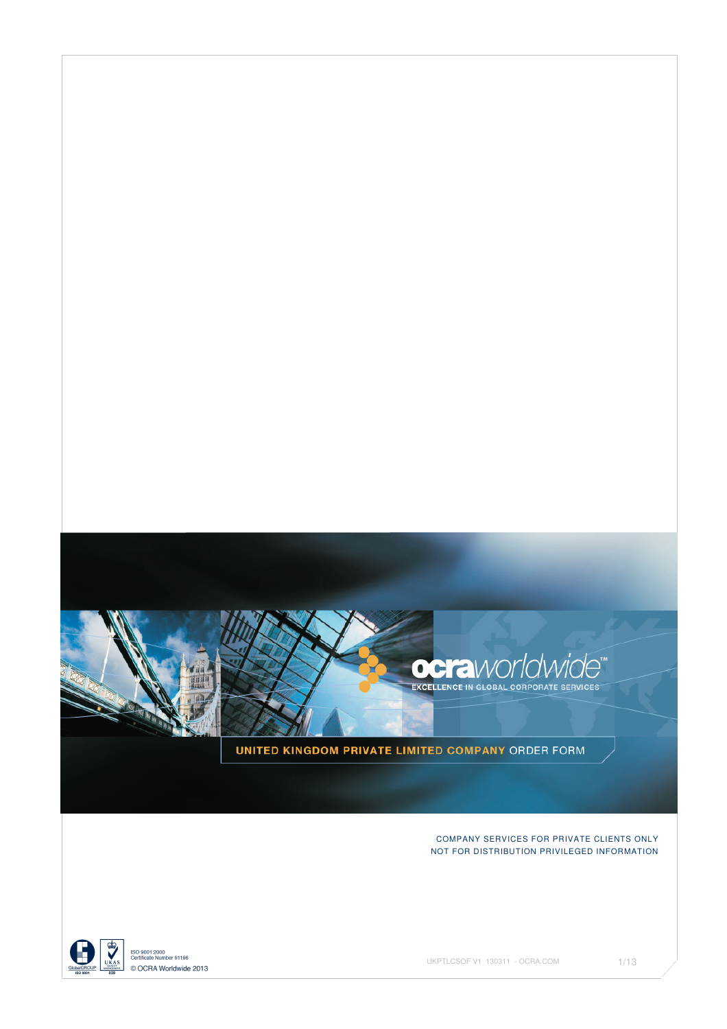ocraworldwide™

EXCELLENCE IN GLOBAL CORPORATE SERVICES

# UNITED KINGDOM PRIVATE LIMITED COMPANY ORDER FORM

COMPANY SERVICES FOR PRIVATE CLIENTS ONLY
NOT FOR DISTRIBUTION PRIVILEGED INFORMATION

ISO 9001:2000
Certificate Number 91196
© OCRA Worldwide 2013

UKPTLCSOF V1 130311 - OCRA.COM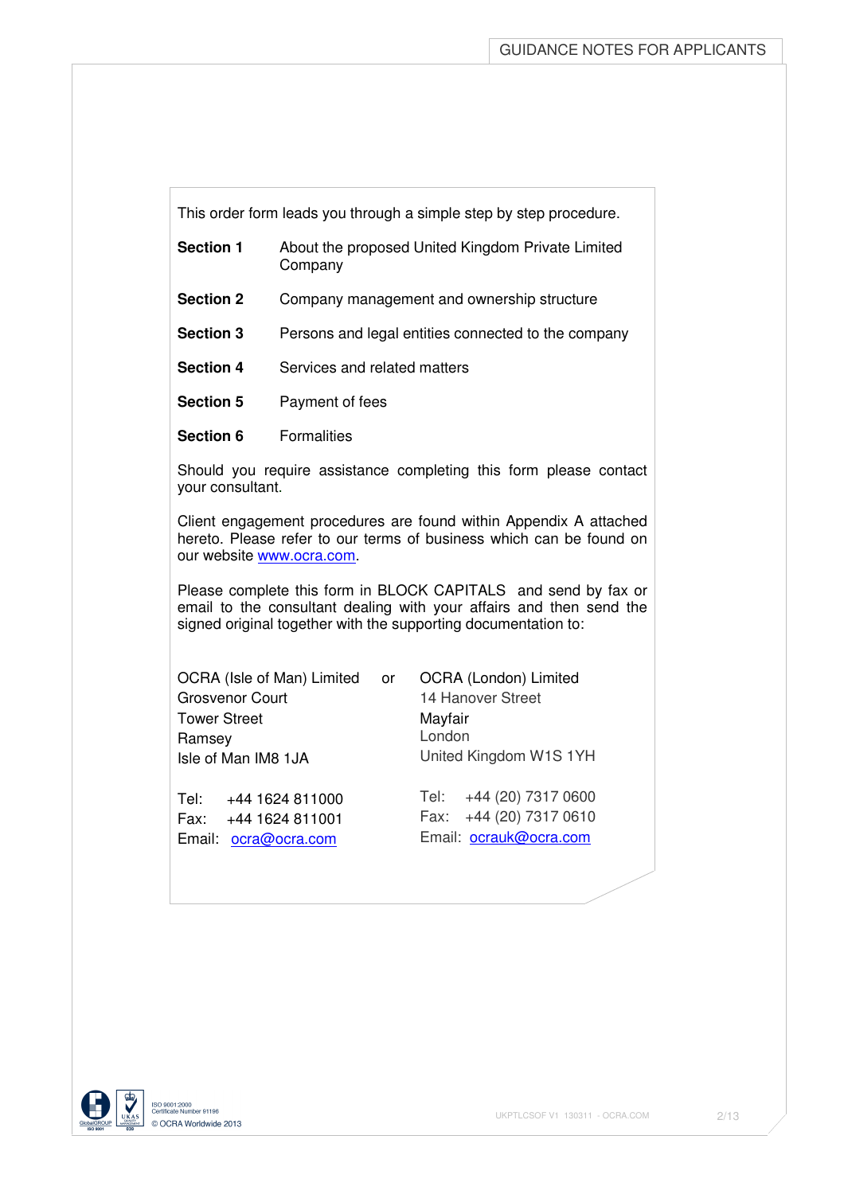# GUIDANCE NOTES FOR APPLICANTS

This order form leads you through a simple step by step procedure.

| | |
|---|---|
| **Section 1** | About the proposed United Kingdom Private Limited Company |
| **Section 2** | Company management and ownership structure |
| **Section 3** | Persons and legal entities connected to the company |
| **Section 4** | Services and related matters |
| **Section 5** | Payment of fees |
| **Section 6** | Formalities |

Should you require assistance completing this form please contact your consultant.

Client engagement procedures are found within Appendix A attached hereto. Please refer to our terms of business which can be found on our website www.ocra.com.

Please complete this form in BLOCK CAPITALS and send by fax or email to the consultant dealing with your affairs and then send the signed original together with the supporting documentation to:

OCRA (Isle of Man) Limited
Grosvenor Court
Tower Street
Ramsey
Isle of Man IM8 1JA

Tel: +44 1624 811000
Fax: +44 1624 811001
Email: ocra@ocra.com

or

OCRA (London) Limited
14 Hanover Street
Mayfair
London
United Kingdom W1S 1YH

Tel: +44 (20) 7317 0600
Fax: +44 (20) 7317 0610
Email: ocrauk@ocra.com

ISO 9001:2000
Certificate Number 91196
© OCRA Worldwide 2013

UKPTLCSOF V1 130311 - OCRA.COM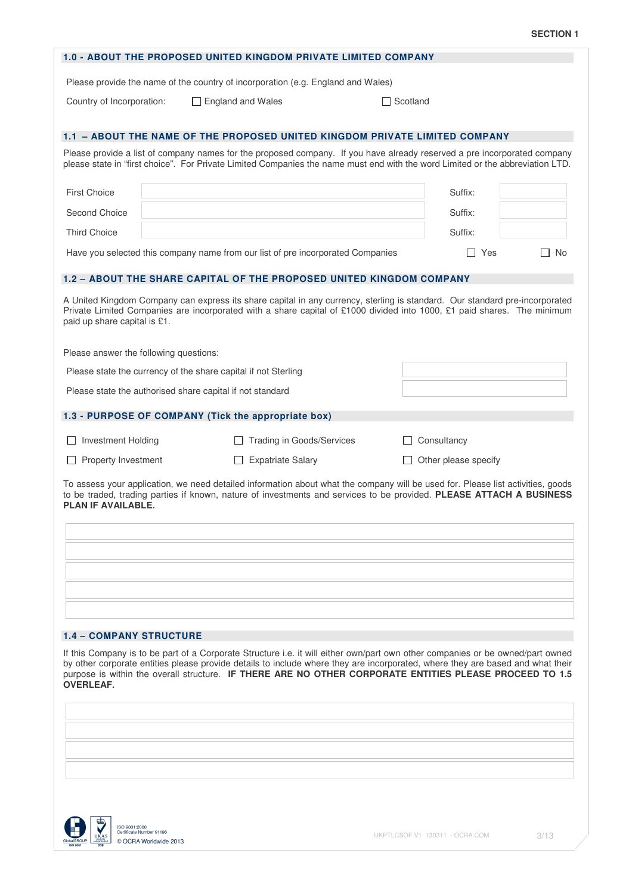**SECTION 1**

## 1.0 - ABOUT THE PROPOSED UNITED KINGDOM PRIVATE LIMITED COMPANY

Please provide the name of the country of incorporation (e.g. England and Wales)

Country of Incorporation: ☐ England and Wales ☐ Scotland

## 1.1 – ABOUT THE NAME OF THE PROPOSED UNITED KINGDOM PRIVATE LIMITED COMPANY

Please provide a list of company names for the proposed company. If you have already reserved a pre incorporated company please state in "first choice". For Private Limited Companies the name must end with the word Limited or the abbreviation LTD.

| | | | |
|---|---|---|---|
| First Choice | | Suffix: | |
| Second Choice | | Suffix: | |
| Third Choice | | Suffix: | |

Have you selected this company name from our list of pre incorporated Companies ☐ Yes ☐ No

## 1.2 – ABOUT THE SHARE CAPITAL OF THE PROPOSED UNITED KINGDOM COMPANY

A United Kingdom Company can express its share capital in any currency, sterling is standard. Our standard pre-incorporated Private Limited Companies are incorporated with a share capital of £1000 divided into 1000, £1 paid shares. The minimum paid up share capital is £1.

Please answer the following questions:

Please state the currency of the share capital if not Sterling

Please state the authorised share capital if not standard

## 1.3 - PURPOSE OF COMPANY (Tick the appropriate box)

☐ Investment Holding ☐ Trading in Goods/Services ☐ Consultancy

☐ Property Investment ☐ Expatriate Salary ☐ Other please specify

To assess your application, we need detailed information about what the company will be used for. Please list activities, goods to be traded, trading parties if known, nature of investments and services to be provided. **PLEASE ATTACH A BUSINESS PLAN IF AVAILABLE.**

## 1.4 – COMPANY STRUCTURE

If this Company is to be part of a Corporate Structure i.e. it will either own/part own other companies or be owned/part owned by other corporate entities please provide details to include where they are incorporated, where they are based and what their purpose is within the overall structure. **IF THERE ARE NO OTHER CORPORATE ENTITIES PLEASE PROCEED TO 1.5 OVERLEAF.**

ISO 9001:2000
Certificate Number 91196
© OCRA Worldwide 2013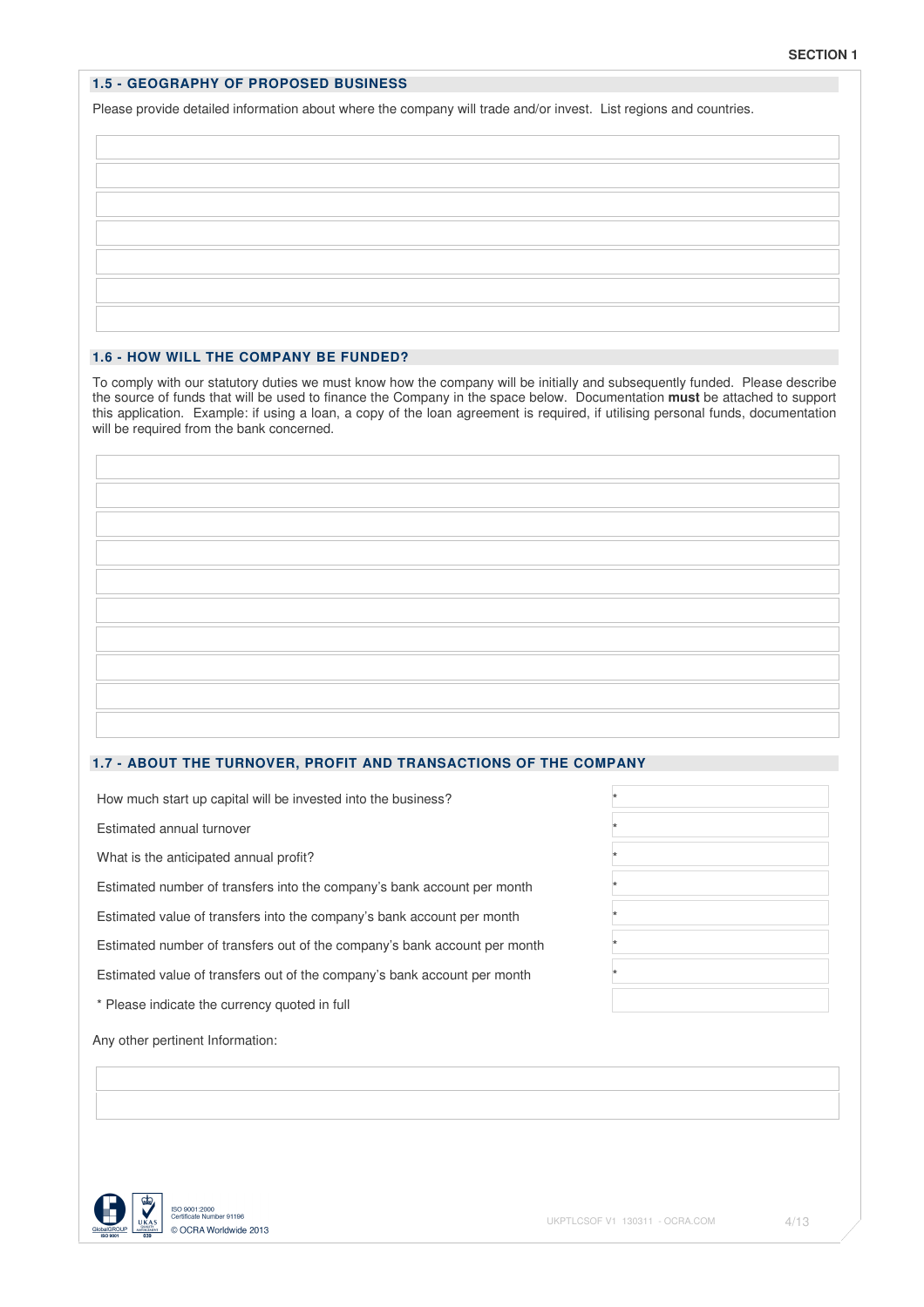SECTION 1

## 1.5 - GEOGRAPHY OF PROPOSED BUSINESS

Please provide detailed information about where the company will trade and/or invest. List regions and countries.

## 1.6 - HOW WILL THE COMPANY BE FUNDED?

To comply with our statutory duties we must know how the company will be initially and subsequently funded. Please describe the source of funds that will be used to finance the Company in the space below. Documentation **must** be attached to support this application. Example: if using a loan, a copy of the loan agreement is required, if utilising personal funds, documentation will be required from the bank concerned.

## 1.7 - ABOUT THE TURNOVER, PROFIT AND TRANSACTIONS OF THE COMPANY

| | |
|---|---|
| How much start up capital will be invested into the business? | * |
| Estimated annual turnover | * |
| What is the anticipated annual profit? | * |
| Estimated number of transfers into the company's bank account per month | * |
| Estimated value of transfers into the company's bank account per month | * |
| Estimated number of transfers out of the company's bank account per month | * |
| Estimated value of transfers out of the company's bank account per month | * |
| * Please indicate the currency quoted in full | |

Any other pertinent Information:

ISO 9001:2000
Certificate Number 91196
© OCRA Worldwide 2013

UKPTLCSOF V1 130311 - OCRA.COM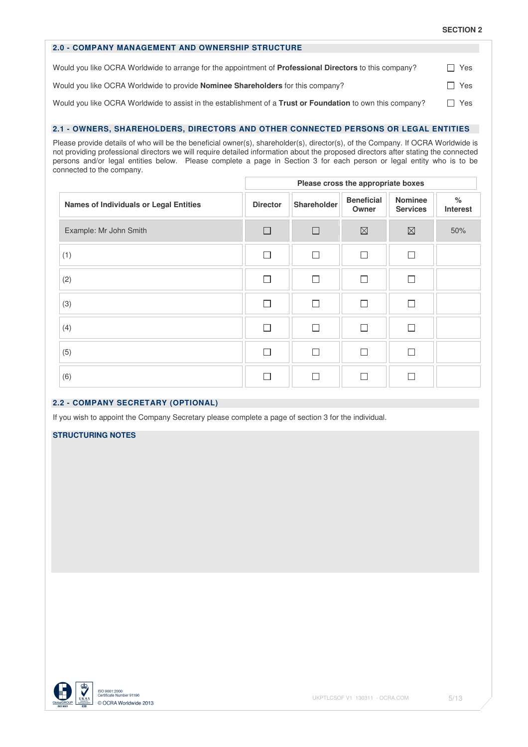SECTION 2

## 2.0 - COMPANY MANAGEMENT AND OWNERSHIP STRUCTURE

Would you like OCRA Worldwide to arrange for the appointment of **Professional Directors** to this company? ☐ Yes

Would you like OCRA Worldwide to provide **Nominee Shareholders** for this company? ☐ Yes

Would you like OCRA Worldwide to assist in the establishment of a **Trust or Foundation** to own this company? ☐ Yes

## 2.1 - OWNERS, SHAREHOLDERS, DIRECTORS AND OTHER CONNECTED PERSONS OR LEGAL ENTITIES

Please provide details of who will be the beneficial owner(s), shareholder(s), director(s), of the Company. If OCRA Worldwide is not providing professional directors we will require detailed information about the proposed directors after stating the connected persons and/or legal entities below. Please complete a page in Section 3 for each person or legal entity who is to be connected to the company.

| | Please cross the appropriate boxes | | | | |
|---|---|---|---|---|---|
| **Names of Individuals or Legal Entities** | **Director** | **Shareholder** | **Beneficial Owner** | **Nominee Services** | **% Interest** |
| Example: Mr John Smith | ☐ | ☐ | ☒ | ☒ | 50% |
| (1) | ☐ | ☐ | ☐ | ☐ | |
| (2) | ☐ | ☐ | ☐ | ☐ | |
| (3) | ☐ | ☐ | ☐ | ☐ | |
| (4) | ☐ | ☐ | ☐ | ☐ | |
| (5) | ☐ | ☐ | ☐ | ☐ | |
| (6) | ☐ | ☐ | ☐ | ☐ | |

## 2.2 - COMPANY SECRETARY (OPTIONAL)

If you wish to appoint the Company Secretary please complete a page of section 3 for the individual.

### STRUCTURING NOTES

ISO 9001:2000
Certificate Number 91196
© OCRA Worldwide 2013

UKPTLCSOF V1 130311 - OCRA.COM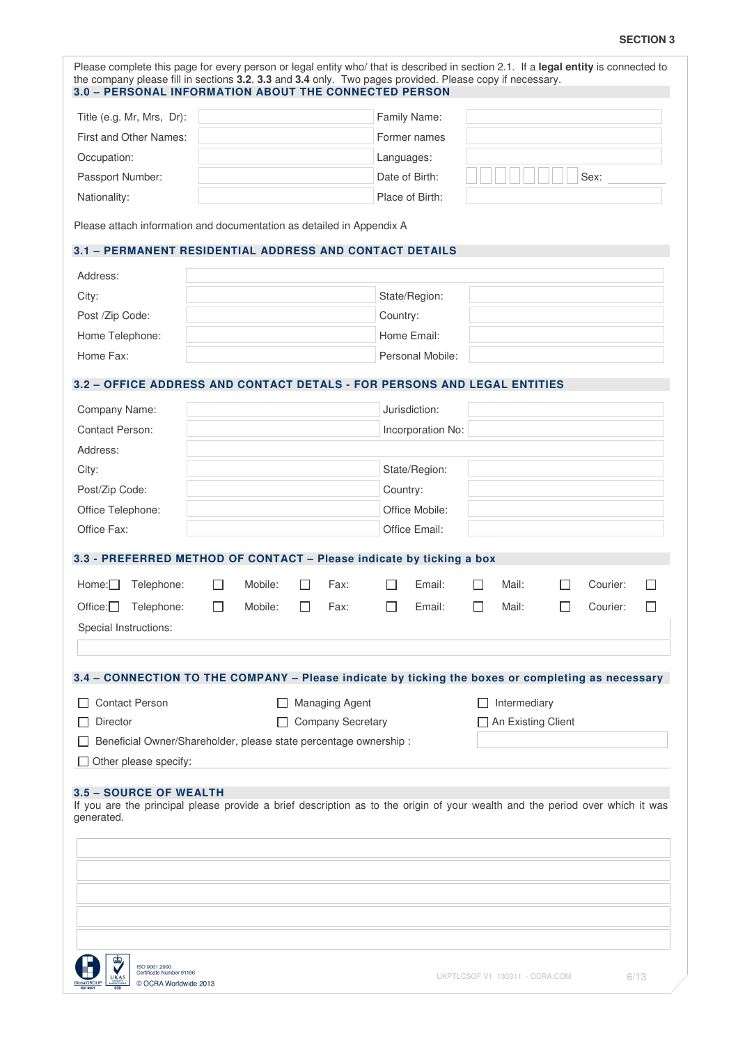SECTION 3

Please complete this page for every person or legal entity who/ that is described in section 2.1. If a **legal entity** is connected to the company please fill in sections **3.2**, **3.3** and **3.4** only. Two pages provided. Please copy if necessary.

## 3.0 – PERSONAL INFORMATION ABOUT THE CONNECTED PERSON

| | | | |
|---|---|---|---|
| Title (e.g. Mr, Mrs, Dr): | | Family Name: | |
| First and Other Names: | | Former names | |
| Occupation: | | Languages: | |
| Passport Number: | | Date of Birth: | Sex: |
| Nationality: | | Place of Birth: | |

Please attach information and documentation as detailed in Appendix A

## 3.1 – PERMANENT RESIDENTIAL ADDRESS AND CONTACT DETAILS

| | | | |
|---|---|---|---|
| Address: | | | |
| City: | | State/Region: | |
| Post /Zip Code: | | Country: | |
| Home Telephone: | | Home Email: | |
| Home Fax: | | Personal Mobile: | |

## 3.2 – OFFICE ADDRESS AND CONTACT DETALS - FOR PERSONS AND LEGAL ENTITIES

| | | | |
|---|---|---|---|
| Company Name: | | Jurisdiction: | |
| Contact Person: | | Incorporation No: | |
| Address: | | | |
| City: | | State/Region: | |
| Post/Zip Code: | | Country: | |
| Office Telephone: | | Office Mobile: | |
| Office Fax: | | Office Email: | |

## 3.3 - PREFERRED METHOD OF CONTACT – Please indicate by ticking a box

| | | | | | | |
|---|---|---|---|---|---|---|
| Home: ☐ | Telephone: ☐ | Mobile: ☐ | Fax: ☐ | Email: ☐ | Mail: ☐ | Courier: ☐ |
| Office: ☐ | Telephone: ☐ | Mobile: ☐ | Fax: ☐ | Email: ☐ | Mail: ☐ | Courier: ☐ |

Special Instructions:

## 3.4 – CONNECTION TO THE COMPANY – Please indicate by ticking the boxes or completing as necessary

- ☐ Contact Person
- ☐ Managing Agent
- ☐ Intermediary
- ☐ Director
- ☐ Company Secretary
- ☐ An Existing Client
- ☐ Beneficial Owner/Shareholder, please state percentage ownership :
- ☐ Other please specify:

## 3.5 – SOURCE OF WEALTH

If you are the principal please provide a brief description as to the origin of your wealth and the period over which it was generated.

ISO 9001:2000 Certificate Number 91196

© OCRA Worldwide 2013

UKPTLCSOF V1 130311 - OCRA.COM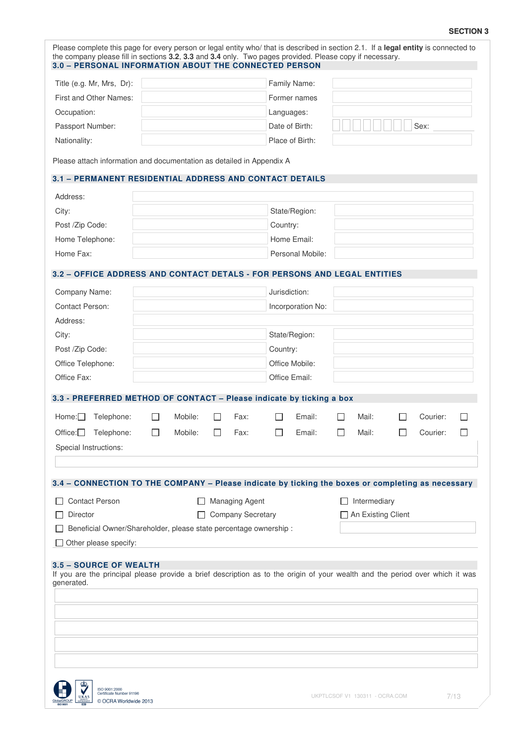**SECTION 3**

Please complete this page for every person or legal entity who/ that is described in section 2.1. If a **legal entity** is connected to the company please fill in sections **3.2**, **3.3** and **3.4** only. Two pages provided. Please copy if necessary.

## 3.0 – PERSONAL INFORMATION ABOUT THE CONNECTED PERSON

| | | | |
|---|---|---|---|
| Title (e.g. Mr, Mrs, Dr): | | Family Name: | |
| First and Other Names: | | Former names | |
| Occupation: | | Languages: | |
| Passport Number: | | Date of Birth: | Sex: |
| Nationality: | | Place of Birth: | |

Please attach information and documentation as detailed in Appendix A

## 3.1 – PERMANENT RESIDENTIAL ADDRESS AND CONTACT DETAILS

| | | | |
|---|---|---|---|
| Address: | | | |
| City: | | State/Region: | |
| Post /Zip Code: | | Country: | |
| Home Telephone: | | Home Email: | |
| Home Fax: | | Personal Mobile: | |

## 3.2 – OFFICE ADDRESS AND CONTACT DETALS - FOR PERSONS AND LEGAL ENTITIES

| | | | |
|---|---|---|---|
| Company Name: | | Jurisdiction: | |
| Contact Person: | | Incorporation No: | |
| Address: | | | |
| City: | | State/Region: | |
| Post /Zip Code: | | Country: | |
| Office Telephone: | | Office Mobile: | |
| Office Fax: | | Office Email: | |

## 3.3 - PREFERRED METHOD OF CONTACT – Please indicate by ticking a box

| | | | | | | |
|---|---|---|---|---|---|---|
| Home: ☐ | Telephone: ☐ | Mobile: ☐ | Fax: ☐ | Email: ☐ | Mail: ☐ | Courier: ☐ |
| Office: ☐ | Telephone: ☐ | Mobile: ☐ | Fax: ☐ | Email: ☐ | Mail: ☐ | Courier: ☐ |

Special Instructions:

## 3.4 – CONNECTION TO THE COMPANY – Please indicate by ticking the boxes or completing as necessary

☐ Contact Person ☐ Managing Agent ☐ Intermediary

☐ Director ☐ Company Secretary ☐ An Existing Client

☐ Beneficial Owner/Shareholder, please state percentage ownership :

☐ Other please specify:

## 3.5 – SOURCE OF WEALTH

If you are the principal please provide a brief description as to the origin of your wealth and the period over which it was generated.

ISO 9001:2000
Certificate Number 91196
© OCRA Worldwide 2013

UKPTLCSOF V1 130311 - OCRA.COM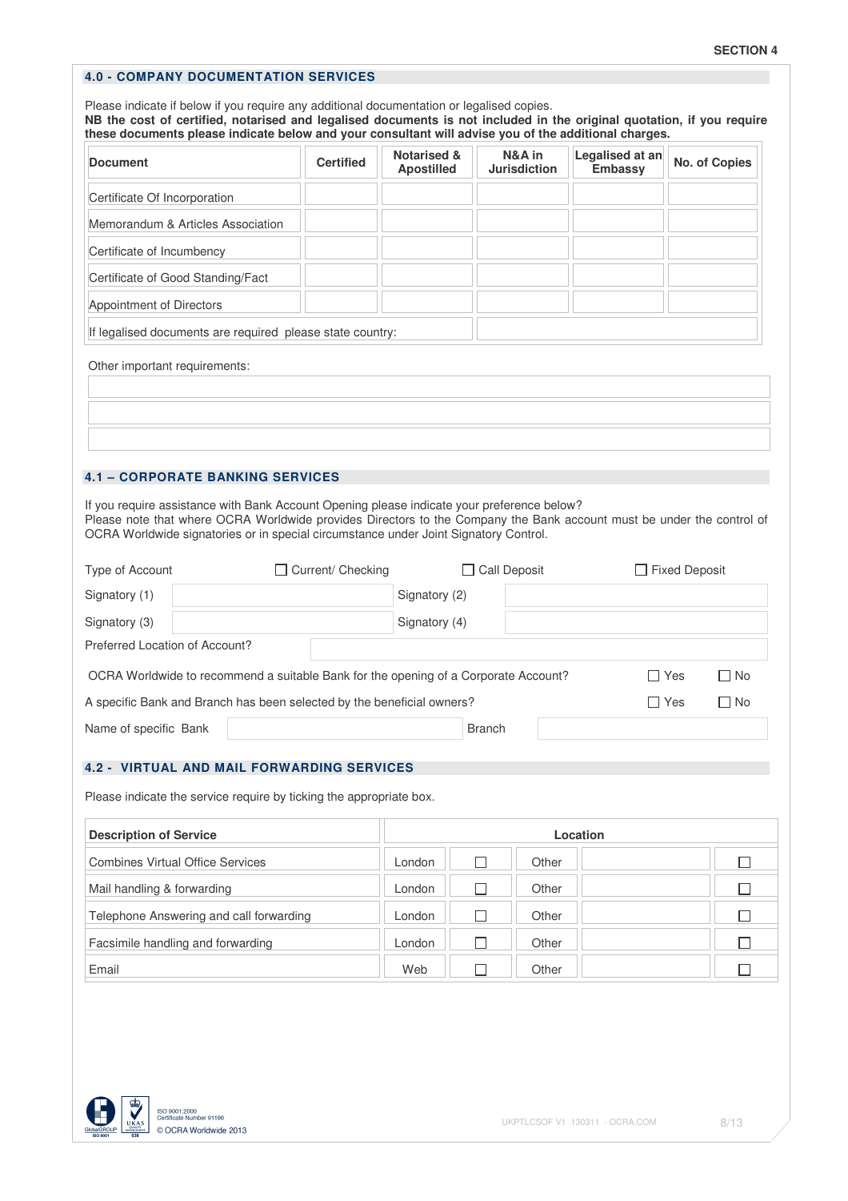SECTION 4

## 4.0 - COMPANY DOCUMENTATION SERVICES

Please indicate if below if you require any additional documentation or legalised copies.
**NB the cost of certified, notarised and legalised documents is not included in the original quotation, if you require these documents please indicate below and your consultant will advise you of the additional charges.**

| Document | Certified | Notarised & Apostilled | N&A in Jurisdiction | Legalised at an Embassy | No. of Copies |
|---|---|---|---|---|---|
| Certificate Of Incorporation | | | | | |
| Memorandum & Articles Association | | | | | |
| Certificate of Incumbency | | | | | |
| Certificate of Good Standing/Fact | | | | | |
| Appointment of Directors | | | | | |
| If legalised documents are required please state country: | | | | | |

Other important requirements:

## 4.1 – CORPORATE BANKING SERVICES

If you require assistance with Bank Account Opening please indicate your preference below?
Please note that where OCRA Worldwide provides Directors to the Company the Bank account must be under the control of OCRA Worldwide signatories or in special circumstance under Joint Signatory Control.

Type of Account ☐ Current/ Checking ☐ Call Deposit ☐ Fixed Deposit

Signatory (1) ______ Signatory (2) ______

Signatory (3) ______ Signatory (4) ______

Preferred Location of Account? ______

OCRA Worldwide to recommend a suitable Bank for the opening of a Corporate Account? ☐ Yes ☐ No

A specific Bank and Branch has been selected by the beneficial owners? ☐ Yes ☐ No

Name of specific Bank ______ Branch ______

## 4.2 - VIRTUAL AND MAIL FORWARDING SERVICES

Please indicate the service require by ticking the appropriate box.

| Description of Service | Location | | | | |
|---|---|---|---|---|---|
| Combines Virtual Office Services | London | ☐ | Other | | ☐ |
| Mail handling & forwarding | London | ☐ | Other | | ☐ |
| Telephone Answering and call forwarding | London | ☐ | Other | | ☐ |
| Facsimile handling and forwarding | London | ☐ | Other | | ☐ |
| Email | Web | ☐ | Other | | ☐ |

ISO 9001:2000
Certificate Number 91196
© OCRA Worldwide 2013

UKPTLCSOF V1 130311 - OCRA.COM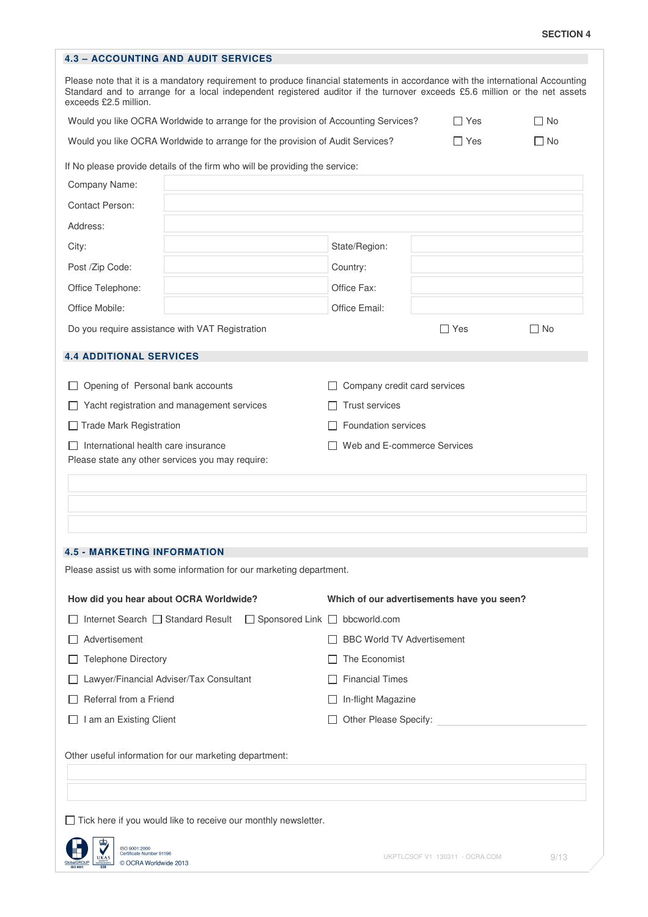SECTION 4

## 4.3 – ACCOUNTING AND AUDIT SERVICES

Please note that it is a mandatory requirement to produce financial statements in accordance with the international Accounting Standard and to arrange for a local independent registered auditor if the turnover exceeds £5.6 million or the net assets exceeds £2.5 million.

| | | |
|---|---|---|
| Would you like OCRA Worldwide to arrange for the provision of Accounting Services? | ☐ Yes | ☐ No |
| Would you like OCRA Worldwide to arrange for the provision of Audit Services? | ☐ Yes | ☐ No |

If No please provide details of the firm who will be providing the service:

| | | | |
|---|---|---|---|
| Company Name: | | | |
| Contact Person: | | | |
| Address: | | | |
| City: | | State/Region: | |
| Post /Zip Code: | | Country: | |
| Office Telephone: | | Office Fax: | |
| Office Mobile: | | Office Email: | |

| | | |
|---|---|---|
| Do you require assistance with VAT Registration | ☐ Yes | ☐ No |

## 4.4 ADDITIONAL SERVICES

- ☐ Opening of Personal bank accounts
- ☐ Yacht registration and management services
- ☐ Trade Mark Registration
- ☐ International health care insurance
- ☐ Company credit card services
- ☐ Trust services
- ☐ Foundation services
- ☐ Web and E-commerce Services

Please state any other services you may require:

## 4.5 - MARKETING INFORMATION

Please assist us with some information for our marketing department.

**How did you hear about OCRA Worldwide?**

- ☐ Internet Search ☐ Standard Result ☐ Sponsored Link
- ☐ Advertisement
- ☐ Telephone Directory
- ☐ Lawyer/Financial Adviser/Tax Consultant
- ☐ Referral from a Friend
- ☐ I am an Existing Client

**Which of our advertisements have you seen?**

- ☐ bbcworld.com
- ☐ BBC World TV Advertisement
- ☐ The Economist
- ☐ Financial Times
- ☐ In-flight Magazine
- ☐ Other Please Specify: ______________

Other useful information for our marketing department:

☐ Tick here if you would like to receive our monthly newsletter.

ISO 9001:2000 Certificate Number 91196

© OCRA Worldwide 2013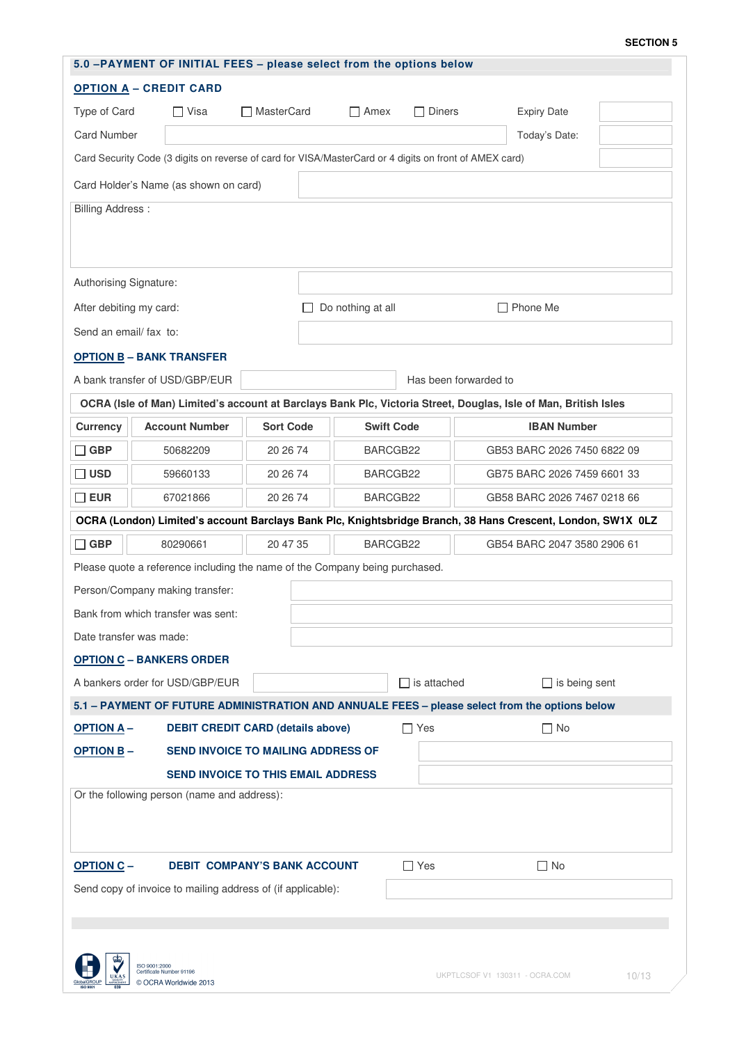SECTION 5

## 5.0 –PAYMENT OF INITIAL FEES – please select from the options below

### OPTION A – CREDIT CARD

Type of Card ☐ Visa ☐ MasterCard ☐ Amex ☐ Diners Expiry Date

Card Number Today's Date:

Card Security Code (3 digits on reverse of card for VISA/MasterCard or 4 digits on front of AMEX card)

Card Holder's Name (as shown on card)

Billing Address :

Authorising Signature:

After debiting my card: ☐ Do nothing at all ☐ Phone Me

Send an email/ fax to:

### OPTION B – BANK TRANSFER

A bank transfer of USD/GBP/EUR Has been forwarded to

| Currency | Account Number | Sort Code | Swift Code | IBAN Number |
|---|---|---|---|---|
| **OCRA (Isle of Man) Limited's account at Barclays Bank Plc, Victoria Street, Douglas, Isle of Man, British Isles** | | | | |
| ☐ GBP | 50682209 | 20 26 74 | BARCGB22 | GB53 BARC 2026 7450 6822 09 |
| ☐ USD | 59660133 | 20 26 74 | BARCGB22 | GB75 BARC 2026 7459 6601 33 |
| ☐ EUR | 67021866 | 20 26 74 | BARCGB22 | GB58 BARC 2026 7467 0218 66 |
| **OCRA (London) Limited's account Barclays Bank Plc, Knightsbridge Branch, 38 Hans Crescent, London, SW1X 0LZ** | | | | |
| ☐ GBP | 80290661 | 20 47 35 | BARCGB22 | GB54 BARC 2047 3580 2906 61 |

Please quote a reference including the name of the Company being purchased.

Person/Company making transfer:

Bank from which transfer was sent:

Date transfer was made:

### OPTION C – BANKERS ORDER

A bankers order for USD/GBP/EUR ☐ is attached ☐ is being sent

## 5.1 – PAYMENT OF FUTURE ADMINISTRATION AND ANNUALE FEES – please select from the options below

**OPTION A – DEBIT CREDIT CARD (details above)** ☐ Yes ☐ No

**OPTION B – SEND INVOICE TO MAILING ADDRESS OF**

**SEND INVOICE TO THIS EMAIL ADDRESS**

Or the following person (name and address):

**OPTION C – DEBIT COMPANY'S BANK ACCOUNT** ☐ Yes ☐ No

Send copy of invoice to mailing address of (if applicable):

ISO 9001:2000 Certificate Number 91196

© OCRA Worldwide 2013

UKPTLCSOF V1 130311 - OCRA.COM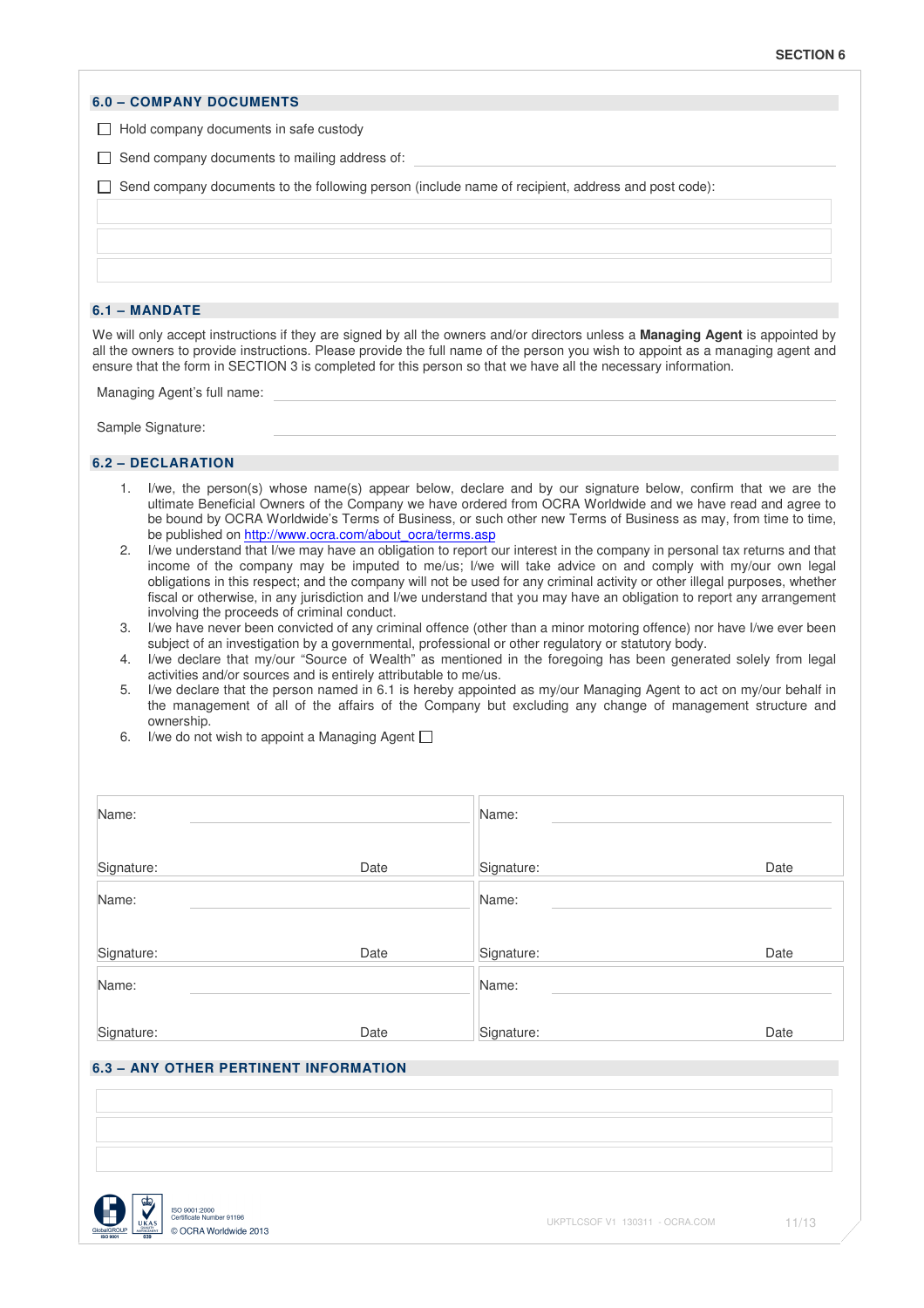SECTION 6

## 6.0 – COMPANY DOCUMENTS

☐ Hold company documents in safe custody

☐ Send company documents to mailing address of: ____________________

☐ Send company documents to the following person (include name of recipient, address and post code):

## 6.1 – MANDATE

We will only accept instructions if they are signed by all the owners and/or directors unless a **Managing Agent** is appointed by all the owners to provide instructions. Please provide the full name of the person you wish to appoint as a managing agent and ensure that the form in SECTION 3 is completed for this person so that we have all the necessary information.

Managing Agent's full name: ____________________

Sample Signature: ____________________

## 6.2 – DECLARATION

1. I/we, the person(s) whose name(s) appear below, declare and by our signature below, confirm that we are the ultimate Beneficial Owners of the Company we have ordered from OCRA Worldwide and we have read and agree to be bound by OCRA Worldwide's Terms of Business, or such other new Terms of Business as may, from time to time, be published on http://www.ocra.com/about_ocra/terms.asp
2. I/we understand that I/we may have an obligation to report our interest in the company in personal tax returns and that income of the company may be imputed to me/us; I/we will take advice on and comply with my/our own legal obligations in this respect; and the company will not be used for any criminal activity or other illegal purposes, whether fiscal or otherwise, in any jurisdiction and I/we understand that you may have an obligation to report any arrangement involving the proceeds of criminal conduct.
3. I/we have never been convicted of any criminal offence (other than a minor motoring offence) nor have I/we ever been subject of an investigation by a governmental, professional or other regulatory or statutory body.
4. I/we declare that my/our "Source of Wealth" as mentioned in the foregoing has been generated solely from legal activities and/or sources and is entirely attributable to me/us.
5. I/we declare that the person named in 6.1 is hereby appointed as my/our Managing Agent to act on my/our behalf in the management of all of the affairs of the Company but excluding any change of management structure and ownership.
6. I/we do not wish to appoint a Managing Agent ☐

| | |
|---|---|
| Name: <br><br> Signature: Date | Name: <br><br> Signature: Date |
| Name: <br><br> Signature: Date | Name: <br><br> Signature: Date |
| Name: <br><br> Signature: Date | Name: <br><br> Signature: Date |

## 6.3 – ANY OTHER PERTINENT INFORMATION

ISO 9001:2000
Certificate Number 91196
© OCRA Worldwide 2013

UKPTLCSOF V1 130311 - OCRA.COM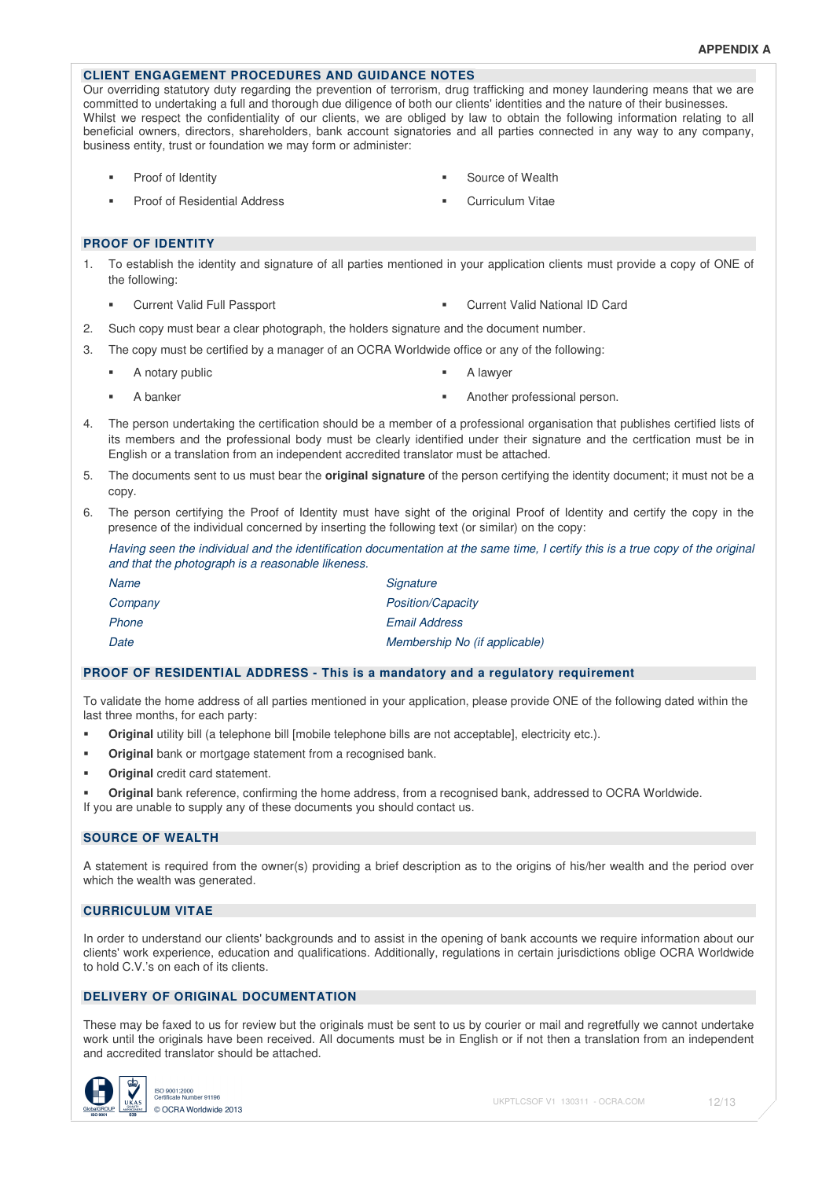**APPENDIX A**

## CLIENT ENGAGEMENT PROCEDURES AND GUIDANCE NOTES

Our overriding statutory duty regarding the prevention of terrorism, drug trafficking and money laundering means that we are committed to undertaking a full and thorough due diligence of both our clients' identities and the nature of their businesses. Whilst we respect the confidentiality of our clients, we are obliged by law to obtain the following information relating to all beneficial owners, directors, shareholders, bank account signatories and all parties connected in any way to any company, business entity, trust or foundation we may form or administer:

- Proof of Identity
- Proof of Residential Address
- Source of Wealth
- Curriculum Vitae

## PROOF OF IDENTITY

1. To establish the identity and signature of all parties mentioned in your application clients must provide a copy of ONE of the following:
   - Current Valid Full Passport
   - Current Valid National ID Card
2. Such copy must bear a clear photograph, the holders signature and the document number.
3. The copy must be certified by a manager of an OCRA Worldwide office or any of the following:
   - A notary public
   - A banker
   - A lawyer
   - Another professional person.
4. The person undertaking the certification should be a member of a professional organisation that publishes certified lists of its members and the professional body must be clearly identified under their signature and the certfication must be in English or a translation from an independent accredited translator must be attached.
5. The documents sent to us must bear the **original signature** of the person certifying the identity document; it must not be a copy.
6. The person certifying the Proof of Identity must have sight of the original Proof of Identity and certify the copy in the presence of the individual concerned by inserting the following text (or similar) on the copy:

   *Having seen the individual and the identification documentation at the same time, I certify this is a true copy of the original and that the photograph is a reasonable likeness.*

   | | |
   |---|---|
   | *Name* | *Signature* |
   | *Company* | *Position/Capacity* |
   | *Phone* | *Email Address* |
   | *Date* | *Membership No (if applicable)* |

## PROOF OF RESIDENTIAL ADDRESS - This is a mandatory and a regulatory requirement

To validate the home address of all parties mentioned in your application, please provide ONE of the following dated within the last three months, for each party:

- **Original** utility bill (a telephone bill [mobile telephone bills are not acceptable], electricity etc.).
- **Original** bank or mortgage statement from a recognised bank.
- **Original** credit card statement.
- **Original** bank reference, confirming the home address, from a recognised bank, addressed to OCRA Worldwide.

If you are unable to supply any of these documents you should contact us.

## SOURCE OF WEALTH

A statement is required from the owner(s) providing a brief description as to the origins of his/her wealth and the period over which the wealth was generated.

## CURRICULUM VITAE

In order to understand our clients' backgrounds and to assist in the opening of bank accounts we require information about our clients' work experience, education and qualifications. Additionally, regulations in certain jurisdictions oblige OCRA Worldwide to hold C.V.'s on each of its clients.

## DELIVERY OF ORIGINAL DOCUMENTATION

These may be faxed to us for review but the originals must be sent to us by courier or mail and regretfully we cannot undertake work until the originals have been received. All documents must be in English or if not then a translation from an independent and accredited translator should be attached.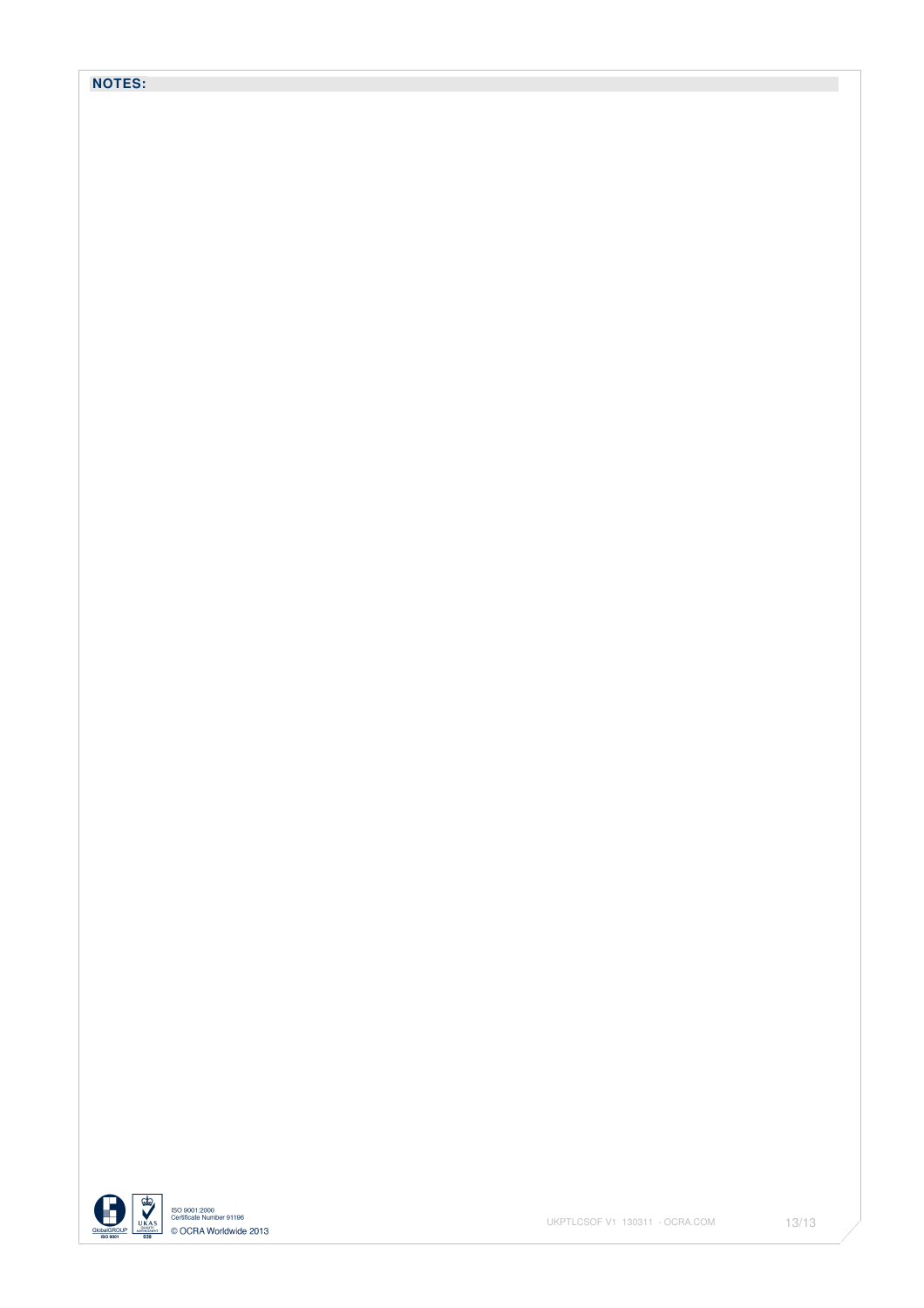**NOTES:**